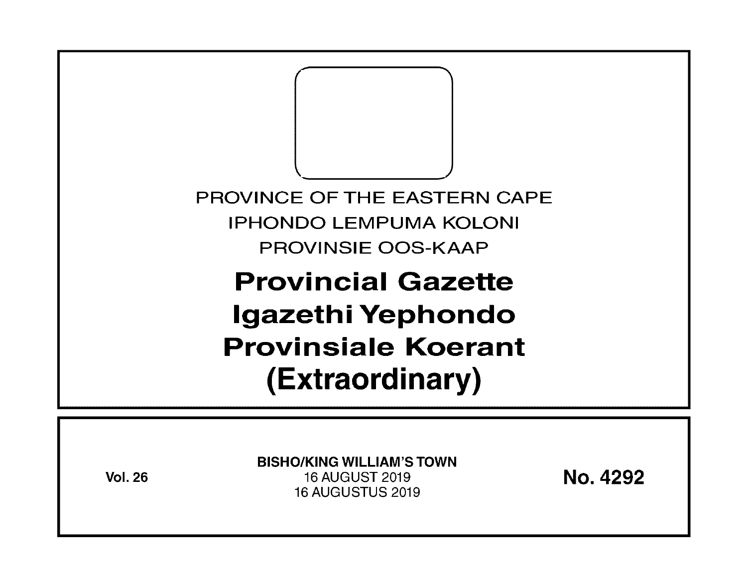PROVINCE OF THE EASTERN CAPE

IPHONDO LEMPUMA KOLONI

PROVINSIE OOS-KAAP

# Provincial Gazette
# Igazethi Yephondo
# Provinsiale Koerant
# (Extraordinary)

**Vol. 26**

**BISHO/KING WILLIAM'S TOWN**

16 AUGUST 2019

16 AUGUSTUS 2019

**No. 4292**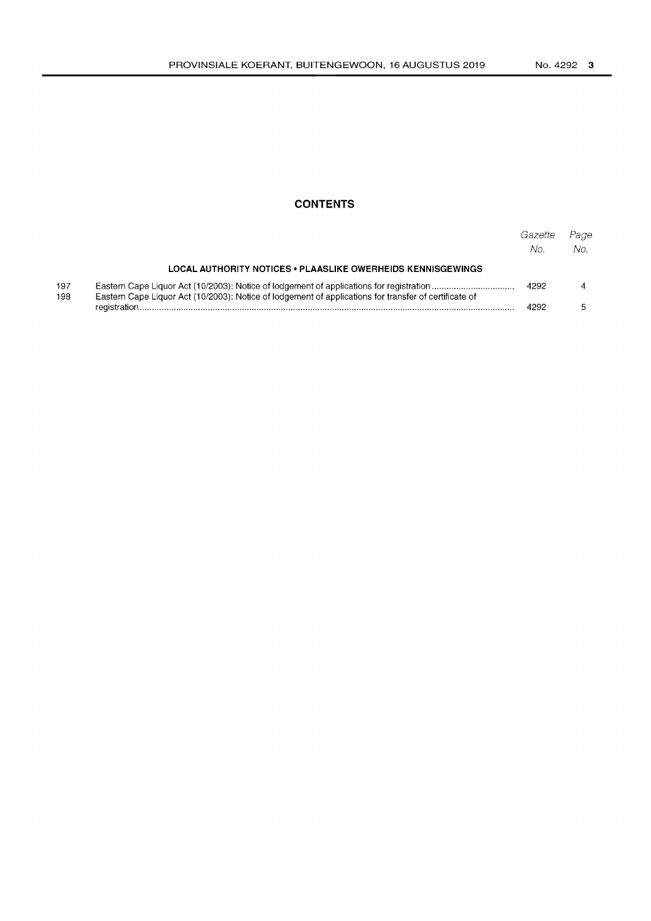## CONTENTS

| | | Gazette No. | Page No. |
|---|---|---|---|
| | **LOCAL AUTHORITY NOTICES • PLAASLIKE OWERHEIDS KENNISGEWINGS** | | |
| 197 | Eastern Cape Liquor Act (10/2003): Notice of lodgement of applications for registration | 4292 | 4 |
| 198 | Eastern Cape Liquor Act (10/2003): Notice of lodgement of applications for transfer of certificate of registration | 4292 | 5 |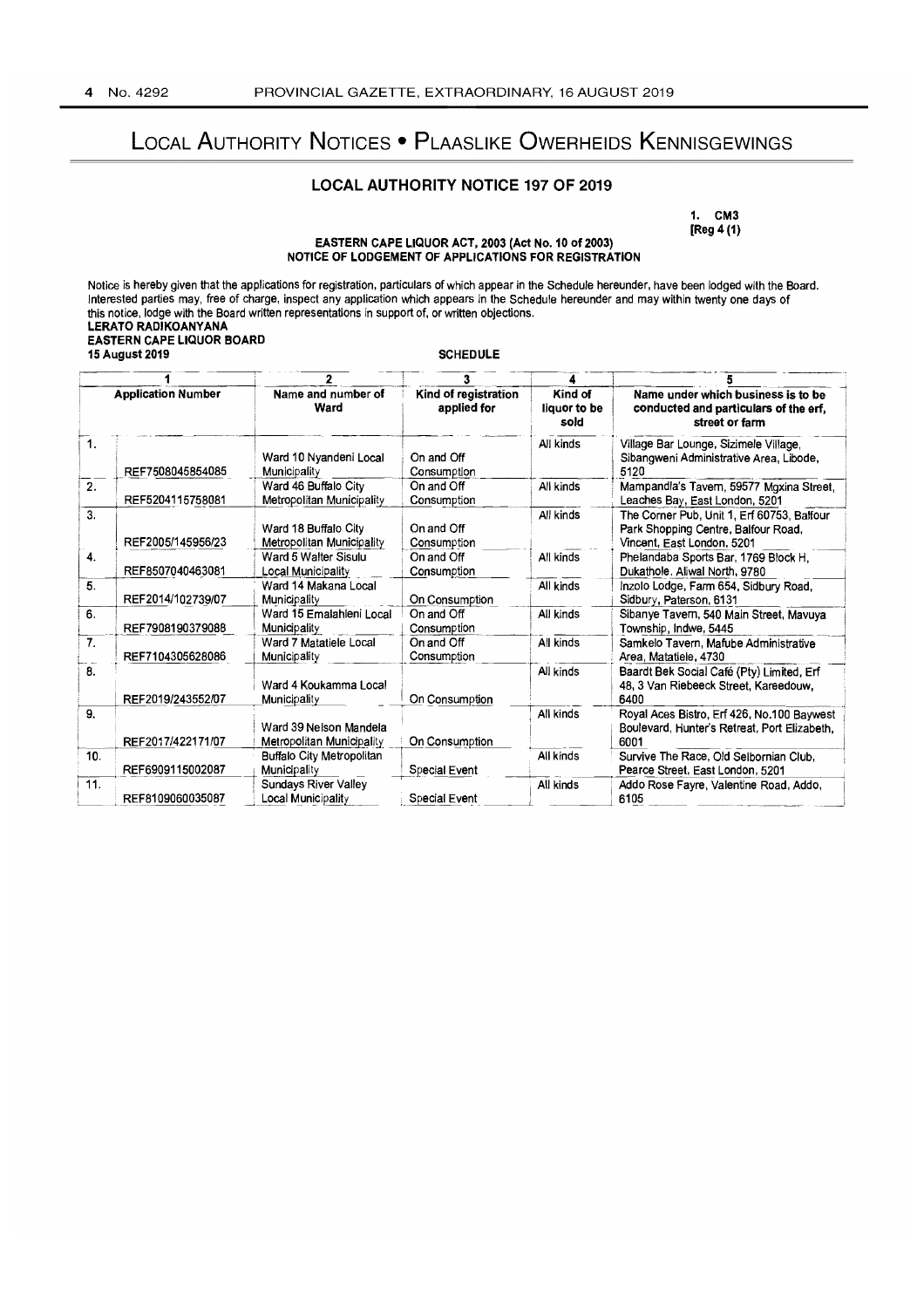# Local Authority Notices • Plaaslike Owerheids Kennisgewings

## LOCAL AUTHORITY NOTICE 197 OF 2019

**1. CM3**
**[Reg 4 (1)]**

**EASTERN CAPE LIQUOR ACT, 2003 (Act No. 10 of 2003)**
**NOTICE OF LODGEMENT OF APPLICATIONS FOR REGISTRATION**

Notice is hereby given that the applications for registration, particulars of which appear in the Schedule hereunder, have been lodged with the Board. Interested parties may, free of charge, inspect any application which appears in the Schedule hereunder and may within twenty one days of this notice, lodge with the Board written representations in support of, or written objections.

**LERATO RADIKOANYANA**
**EASTERN CAPE LIQUOR BOARD**
**15 August 2019**

**SCHEDULE**

| | 1 | 2 | 3 | 4 | 5 |
|---|---|---|---|---|---|
| | **Application Number** | **Name and number of Ward** | **Kind of registration applied for** | **Kind of liquor to be sold** | **Name under which business is to be conducted and particulars of the erf, street or farm** |
| 1. | REF7508045854085 | Ward 10 Nyandeni Local Municipality | On and Off Consumption | All kinds | Village Bar Lounge, Sizimele Village, Sibangweni Administrative Area, Libode, 5120 |
| 2. | REF5204115758081 | Ward 46 Buffalo City Metropolitan Municipality | On and Off Consumption | All kinds | Mampandla's Tavern, 59577 Mgxina Street, Leaches Bay, East London, 5201 |
| 3. | REF2005/145956/23 | Ward 18 Buffalo City Metropolitan Municipality | On and Off Consumption | All kinds | The Corner Pub, Unit 1, Erf 60753, Balfour Park Shopping Centre, Balfour Road, Vincent, East London, 5201 |
| 4. | REF8507040463081 | Ward 5 Walter Sisulu Local Municipality | On and Off Consumption | All kinds | Phelandaba Sports Bar, 1769 Block H, Dukathole, Aliwal North, 9780 |
| 5. | REF2014/102739/07 | Ward 14 Makana Local Municipality | On Consumption | All kinds | Inzolo Lodge, Farm 654, Sidbury Road, Sidbury, Paterson, 6131 |
| 6. | REF7908190379088 | Ward 15 Emalahleni Local Municipality | On and Off Consumption | All kinds | Sibanye Tavern, 540 Main Street, Mavuya Township, Indwe, 5445 |
| 7. | REF7104305628086 | Ward 7 Matatiele Local Municipality | On and Off Consumption | All kinds | Samkelo Tavern, Mafube Administrative Area, Matatiele, 4730 |
| 8. | REF2019/243552/07 | Ward 4 Koukamma Local Municipality | On Consumption | All kinds | Baardt Bek Social Café (Pty) Limited, Erf 48, 3 Van Riebeeck Street, Kareedouw, 6400 |
| 9. | REF2017/422171/07 | Ward 39 Nelson Mandela Metropolitan Municipality | On Consumption | All kinds | Royal Aces Bistro, Erf 426, No.100 Baywest Boulevard, Hunter's Retreat, Port Elizabeth, 6001 |
| 10. | REF6909115002087 | Buffalo City Metropolitan Municipality | Special Event | All kinds | Survive The Race, Old Selbornian Club, Pearce Street, East London, 5201 |
| 11. | REF8109060035087 | Sundays River Valley Local Municipality | Special Event | All kinds | Addo Rose Fayre, Valentine Road, Addo, 6105 |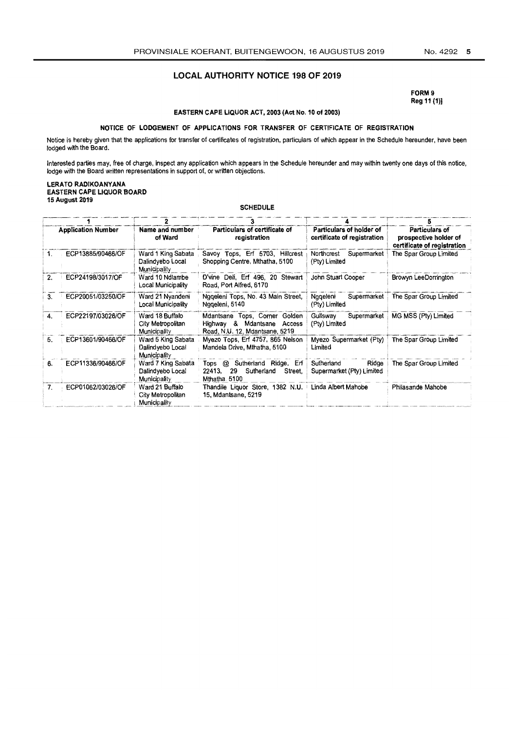## LOCAL AUTHORITY NOTICE 198 OF 2019

**FORM 9**
**Reg 11 (1)]**

**EASTERN CAPE LIQUOR ACT, 2003 (Act No. 10 of 2003)**

**NOTICE OF LODGEMENT OF APPLICATIONS FOR TRANSFER OF CERTIFICATE OF REGISTRATION**

Notice is hereby given that the applications for transfer of certificates of registration, particulars of which appear in the Schedule hereunder, have been lodged with the Board.

Interested parties may, free of charge, inspect any application which appears in the Schedule hereunder and may within twenty one days of this notice, lodge with the Board written representations in support of, or written objections.

**LERATO RADIKOANYANA**
**EASTERN CAPE LIQUOR BOARD**
**15 August 2019**

**SCHEDULE**

| 1 | | 2 | 3 | 4 | 5 |
|---|---|---|---|---|---|
| **Application Number** | | **Name and number of Ward** | **Particulars of certificate of registration** | **Particulars of holder of certificate of registration** | **Particulars of prospective holder of certificate of registration** |
| 1. | ECP13885/90466/OF | Ward 1 King Sabata Dalindyebo Local Municipality | Savoy Tops, Erf 5703, Hillcrest Shopping Centre, Mthatha, 5100 | Northcrest Supermarket (Pty) Limited | The Spar Group Limited |
| 2. | ECP24198/3017/OF | Ward 10 Ndlambe Local Municipality | D'vine Deli, Erf 496, 20 Stewart Road, Port Alfred, 6170 | John Stuart Cooper | Browyn LeeDorrington |
| 3. | ECP20051/03250/OF | Ward 21 Nyandeni Local Municipality | Ngqeleni Tops, No. 43 Main Street, Ngqeleni, 5140 | Ngqeleni Supermarket (Pty) Limited | The Spar Group Limited |
| 4. | ECP22197/03026/OF | Ward 18 Buffalo City Metropolitan Municipality | Mdantsane Tops, Corner Golden Highway & Mdantsane Access Road, N.U. 12, Mdantsane, 5219 | Gullsway Supermarket (Pty) Limited | MG MSS (Pty) Limited |
| 5. | ECP13601/90466/OF | Ward 5 King Sabata Dalindyebo Local Municipality | Myezo Tops, Erf 4757, 865 Nelson Mandela Drive, Mthatha, 5100 | Myezo Supermarket (Pty) Limited | The Spar Group Limited |
| 6. | ECP11336/90466/OF | Ward 7 King Sabata Dalindyebo Local Municipality | Tops @ Sutherland Ridge, Erf 22413, 29 Sutherland Street, Mthatha 5100 | Sutherland Ridge Supermarket (Pty) Limited | The Spar Group Limited |
| 7. | ECP01062/03026/OF | Ward 21 Buffalo City Metropolitan Municipality | Thandile Liquor Store, 1382 N.U. 15, Mdantsane, 5219 | Linda Albert Mahobe | Philasande Mahobe |